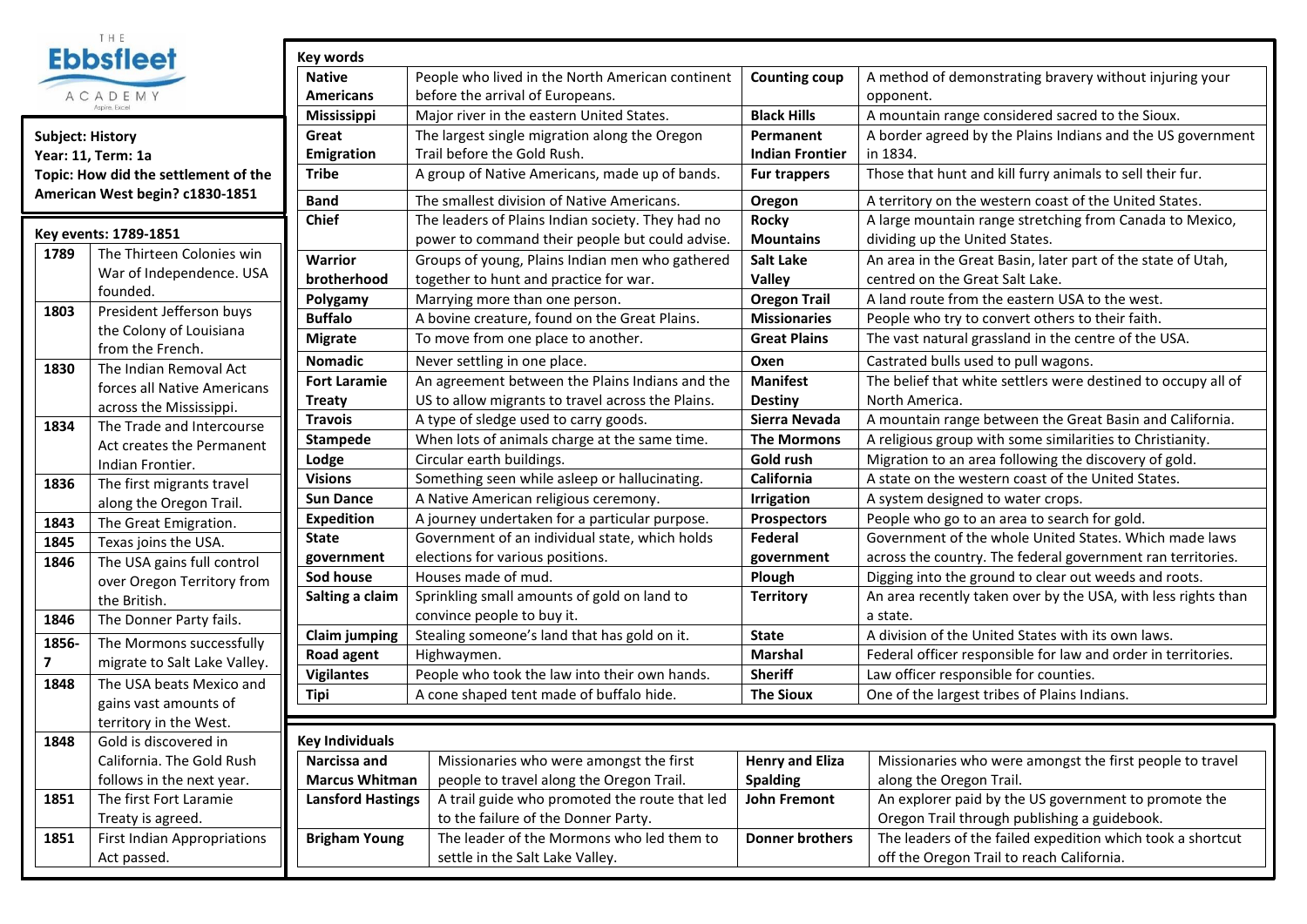THE **Ebbsfleet** ACADEMY
Aspire. Excel

**Subject: History**
**Year: 11, Term: 1a**
**Topic: How did the settlement of the American West begin? c1830-1851**

## Key events: 1789-1851

| Year | Event |
|---|---|
| 1789 | The Thirteen Colonies win War of Independence. USA founded. |
| 1803 | President Jefferson buys the Colony of Louisiana from the French. |
| 1830 | The Indian Removal Act forces all Native Americans across the Mississippi. |
| 1834 | The Trade and Intercourse Act creates the Permanent Indian Frontier. |
| 1836 | The first migrants travel along the Oregon Trail. |
| 1843 | The Great Emigration. |
| 1845 | Texas joins the USA. |
| 1846 | The USA gains full control over Oregon Territory from the British. |
| 1846 | The Donner Party fails. |
| 1856-7 | The Mormons successfully migrate to Salt Lake Valley. |
| 1848 | The USA beats Mexico and gains vast amounts of territory in the West. |
| 1848 | Gold is discovered in California. The Gold Rush follows in the next year. |
| 1851 | The first Fort Laramie Treaty is agreed. |
| 1851 | First Indian Appropriations Act passed. |

## Key words

| Term | Definition | Term | Definition |
|---|---|---|---|
| **Native Americans** | People who lived in the North American continent before the arrival of Europeans. | **Counting coup** | A method of demonstrating bravery without injuring your opponent. |
| **Mississippi** | Major river in the eastern United States. | **Black Hills** | A mountain range considered sacred to the Sioux. |
| **Great Emigration** | The largest single migration along the Oregon Trail before the Gold Rush. | **Permanent Indian Frontier** | A border agreed by the Plains Indians and the US government in 1834. |
| **Tribe** | A group of Native Americans, made up of bands. | **Fur trappers** | Those that hunt and kill furry animals to sell their fur. |
| **Band** | The smallest division of Native Americans. | **Oregon** | A territory on the western coast of the United States. |
| **Chief** | The leaders of Plains Indian society. They had no power to command their people but could advise. | **Rocky Mountains** | A large mountain range stretching from Canada to Mexico, dividing up the United States. |
| **Warrior brotherhood** | Groups of young, Plains Indian men who gathered together to hunt and practice for war. | **Salt Lake Valley** | An area in the Great Basin, later part of the state of Utah, centred on the Great Salt Lake. |
| **Polygamy** | Marrying more than one person. | **Oregon Trail** | A land route from the eastern USA to the west. |
| **Buffalo** | A bovine creature, found on the Great Plains. | **Missionaries** | People who try to convert others to their faith. |
| **Migrate** | To move from one place to another. | **Great Plains** | The vast natural grassland in the centre of the USA. |
| **Nomadic** | Never settling in one place. | **Oxen** | Castrated bulls used to pull wagons. |
| **Fort Laramie Treaty** | An agreement between the Plains Indians and the US to allow migrants to travel across the Plains. | **Manifest Destiny** | The belief that white settlers were destined to occupy all of North America. |
| **Travois** | A type of sledge used to carry goods. | **Sierra Nevada** | A mountain range between the Great Basin and California. |
| **Stampede** | When lots of animals charge at the same time. | **The Mormons** | A religious group with some similarities to Christianity. |
| **Lodge** | Circular earth buildings. | **Gold rush** | Migration to an area following the discovery of gold. |
| **Visions** | Something seen while asleep or hallucinating. | **California** | A state on the western coast of the United States. |
| **Sun Dance** | A Native American religious ceremony. | **Irrigation** | A system designed to water crops. |
| **Expedition** | A journey undertaken for a particular purpose. | **Prospectors** | People who go to an area to search for gold. |
| **State government** | Government of an individual state, which holds elections for various positions. | **Federal government** | Government of the whole United States. Which made laws across the country. The federal government ran territories. |
| **Sod house** | Houses made of mud. | **Plough** | Digging into the ground to clear out weeds and roots. |
| **Salting a claim** | Sprinkling small amounts of gold on land to convince people to buy it. | **Territory** | An area recently taken over by the USA, with less rights than a state. |
| **Claim jumping** | Stealing someone's land that has gold on it. | **State** | A division of the United States with its own laws. |
| **Road agent** | Highwaymen. | **Marshal** | Federal officer responsible for law and order in territories. |
| **Vigilantes** | People who took the law into their own hands. | **Sheriff** | Law officer responsible for counties. |
| **Tipi** | A cone shaped tent made of buffalo hide. | **The Sioux** | One of the largest tribes of Plains Indians. |

## Key Individuals

| Individual | Description | Individual | Description |
|---|---|---|---|
| **Narcissa and Marcus Whitman** | Missionaries who were amongst the first people to travel along the Oregon Trail. | **Henry and Eliza Spalding** | Missionaries who were amongst the first people to travel along the Oregon Trail. |
| **Lansford Hastings** | A trail guide who promoted the route that led to the failure of the Donner Party. | **John Fremont** | An explorer paid by the US government to promote the Oregon Trail through publishing a guidebook. |
| **Brigham Young** | The leader of the Mormons who led them to settle in the Salt Lake Valley. | **Donner brothers** | The leaders of the failed expedition which took a shortcut off the Oregon Trail to reach California. |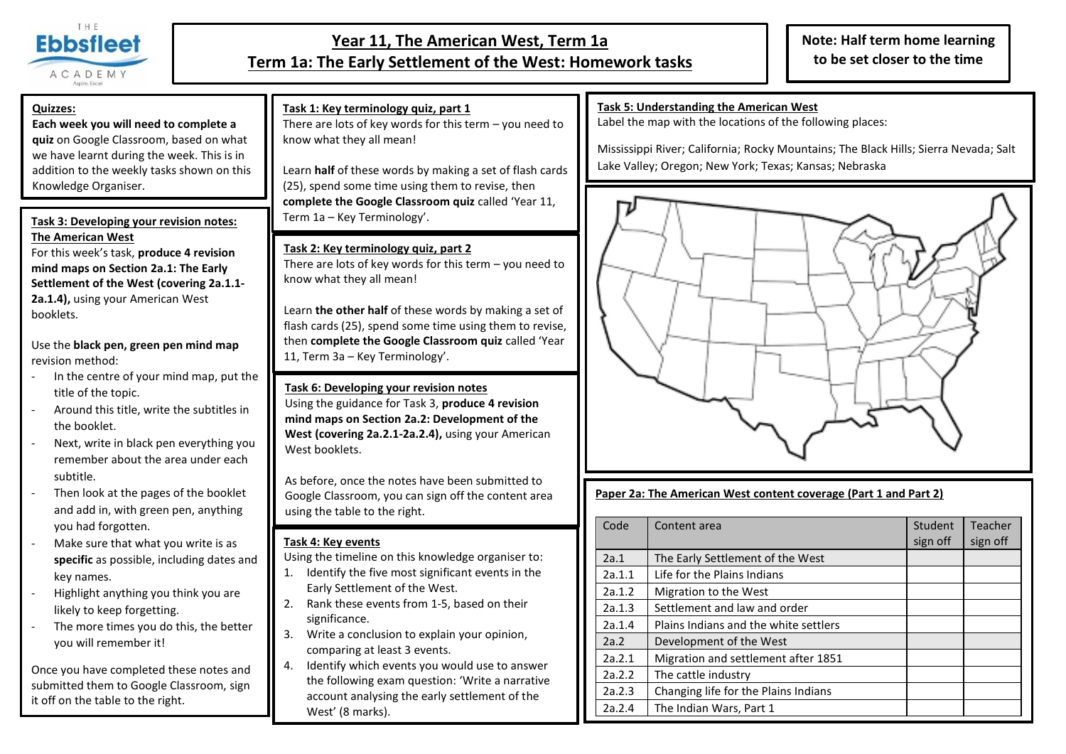# Year 11, The American West, Term 1a

## Term 1a: The Early Settlement of the West: Homework tasks

**Note: Half term home learning to be set closer to the time**

### Quizzes:

**Each week you will need to complete a quiz** on Google Classroom, based on what we have learnt during the week. This is in addition to the weekly tasks shown on this Knowledge Organiser.

### Task 3: Developing your revision notes: The American West

For this week's task, **produce 4 revision mind maps on Section 2a.1: The Early Settlement of the West (covering 2a.1.1-2a.1.4),** using your American West booklets.

Use the **black pen, green pen mind map** revision method:

- In the centre of your mind map, put the title of the topic.
- Around this title, write the subtitles in the booklet.
- Next, write in black pen everything you remember about the area under each subtitle.
- Then look at the pages of the booklet and add in, with green pen, anything you had forgotten.
- Make sure that what you write is as **specific** as possible, including dates and key names.
- Highlight anything you think you are likely to keep forgetting.
- The more times you do this, the better you will remember it!

Once you have completed these notes and submitted them to Google Classroom, sign it off on the table to the right.

### Task 1: Key terminology quiz, part 1

There are lots of key words for this term – you need to know what they all mean!

Learn **half** of these words by making a set of flash cards (25), spend some time using them to revise, then **complete the Google Classroom quiz** called 'Year 11, Term 1a – Key Terminology'.

### Task 2: Key terminology quiz, part 2

There are lots of key words for this term – you need to know what they all mean!

Learn **the other half** of these words by making a set of flash cards (25), spend some time using them to revise, then **complete the Google Classroom quiz** called 'Year 11, Term 3a – Key Terminology'.

### Task 6: Developing your revision notes

Using the guidance for Task 3, **produce 4 revision mind maps on Section 2a.2: Development of the West (covering 2a.2.1-2a.2.4),** using your American West booklets.

As before, once the notes have been submitted to Google Classroom, you can sign off the content area using the table to the right.

### Task 4: Key events

Using the timeline on this knowledge organiser to:

1. Identify the five most significant events in the Early Settlement of the West.
2. Rank these events from 1-5, based on their significance.
3. Write a conclusion to explain your opinion, comparing at least 3 events.
4. Identify which events you would use to answer the following exam question: 'Write a narrative account analysing the early settlement of the West' (8 marks).

### Task 5: Understanding the American West

Label the map with the locations of the following places:

Mississippi River; California; Rocky Mountains; The Black Hills; Sierra Nevada; Salt Lake Valley; Oregon; New York; Texas; Kansas; Nebraska

### Paper 2a: The American West content coverage (Part 1 and Part 2)

| Code | Content area | Student sign off | Teacher sign off |
|---|---|---|---|
| 2a.1 | The Early Settlement of the West | | |
| 2a.1.1 | Life for the Plains Indians | | |
| 2a.1.2 | Migration to the West | | |
| 2a.1.3 | Settlement and law and order | | |
| 2a.1.4 | Plains Indians and the white settlers | | |
| 2a.2 | Development of the West | | |
| 2a.2.1 | Migration and settlement after 1851 | | |
| 2a.2.2 | The cattle industry | | |
| 2a.2.3 | Changing life for the Plains Indians | | |
| 2a.2.4 | The Indian Wars, Part 1 | | |